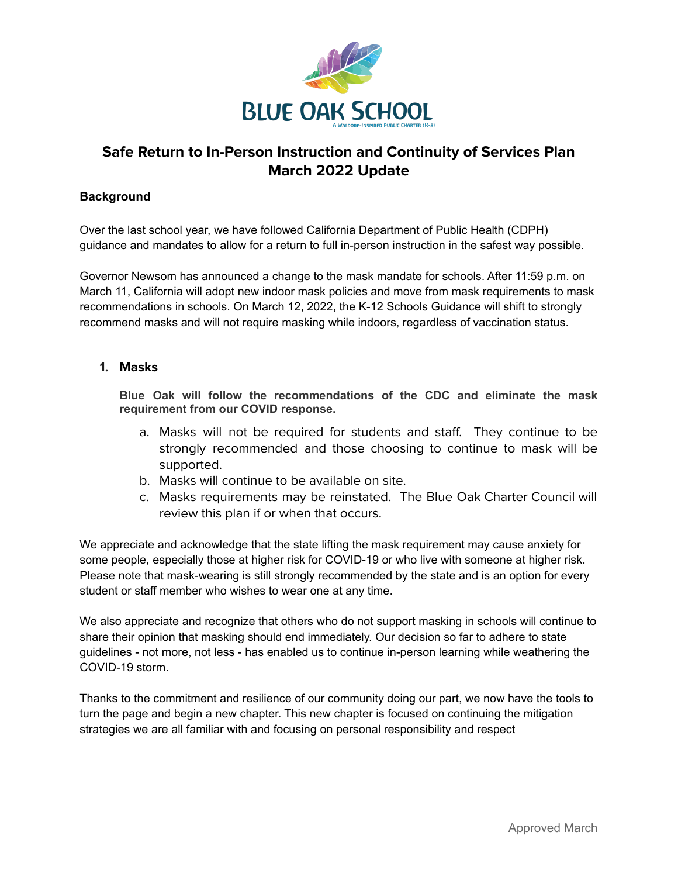# BLUE OAK SCHOOL

A WALDORF-INSPIRED PUBLIC CHARTER (K-8)

## Safe Return to In-Person Instruction and Continuity of Services Plan
## March 2022 Update

### Background

Over the last school year, we have followed California Department of Public Health (CDPH) guidance and mandates to allow for a return to full in-person instruction in the safest way possible.

Governor Newsom has announced a change to the mask mandate for schools. After 11:59 p.m. on March 11, California will adopt new indoor mask policies and move from mask requirements to mask recommendations in schools. On March 12, 2022, the K-12 Schools Guidance will shift to strongly recommend masks and will not require masking while indoors, regardless of vaccination status.

1. **Masks**

   **Blue Oak will follow the recommendations of the CDC and eliminate the mask requirement from our COVID response.**

   a. Masks will not be required for students and staff. They continue to be strongly recommended and those choosing to continue to mask will be supported.
   b. Masks will continue to be available on site.
   c. Masks requirements may be reinstated. The Blue Oak Charter Council will review this plan if or when that occurs.

We appreciate and acknowledge that the state lifting the mask requirement may cause anxiety for some people, especially those at higher risk for COVID-19 or who live with someone at higher risk. Please note that mask-wearing is still strongly recommended by the state and is an option for every student or staff member who wishes to wear one at any time.

We also appreciate and recognize that others who do not support masking in schools will continue to share their opinion that masking should end immediately. Our decision so far to adhere to state guidelines - not more, not less - has enabled us to continue in-person learning while weathering the COVID-19 storm.

Thanks to the commitment and resilience of our community doing our part, we now have the tools to turn the page and begin a new chapter. This new chapter is focused on continuing the mitigation strategies we are all familiar with and focusing on personal responsibility and respect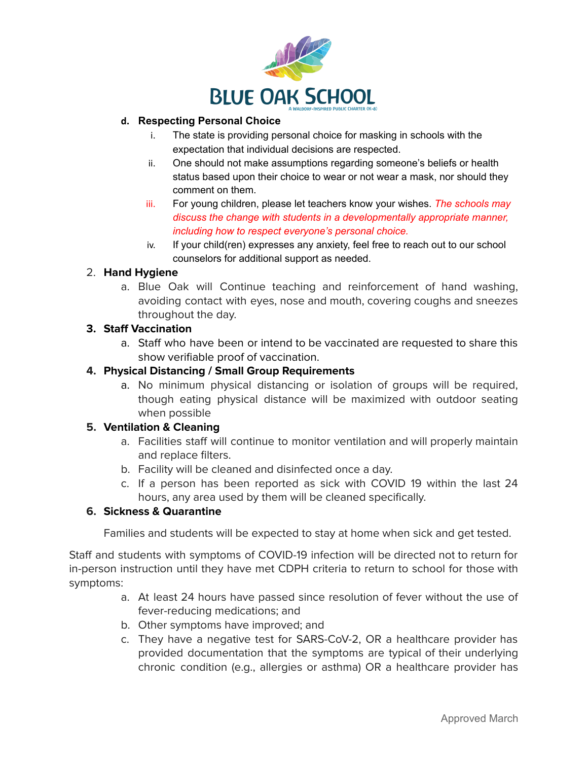**BLUE OAK SCHOOL**
A WALDORF-INSPIRED PUBLIC CHARTER (K-8)

d. **Respecting Personal Choice**
    i. The state is providing personal choice for masking in schools with the expectation that individual decisions are respected.
    ii. One should not make assumptions regarding someone's beliefs or health status based upon their choice to wear or not wear a mask, nor should they comment on them.
    iii. For young children, please let teachers know your wishes. *The schools may discuss the change with students in a developmentally appropriate manner, including how to respect everyone's personal choice.*
    iv. If your child(ren) expresses any anxiety, feel free to reach out to our school counselors for additional support as needed.

2. **Hand Hygiene**
    a. Blue Oak will Continue teaching and reinforcement of hand washing, avoiding contact with eyes, nose and mouth, covering coughs and sneezes throughout the day.
3. **Staff Vaccination**
    a. Staff who have been or intend to be vaccinated are requested to share this show verifiable proof of vaccination.
4. **Physical Distancing / Small Group Requirements**
    a. No minimum physical distancing or isolation of groups will be required, though eating physical distance will be maximized with outdoor seating when possible
5. **Ventilation & Cleaning**
    a. Facilities staff will continue to monitor ventilation and will properly maintain and replace filters.
    b. Facility will be cleaned and disinfected once a day.
    c. If a person has been reported as sick with COVID 19 within the last 24 hours, any area used by them will be cleaned specifically.
6. **Sickness & Quarantine**

    Families and students will be expected to stay at home when sick and get tested.

Staff and students with symptoms of COVID-19 infection will be directed not to return for in-person instruction until they have met CDPH criteria to return to school for those with symptoms:

a. At least 24 hours have passed since resolution of fever without the use of fever-reducing medications; and
b. Other symptoms have improved; and
c. They have a negative test for SARS-CoV-2, OR a healthcare provider has provided documentation that the symptoms are typical of their underlying chronic condition (e.g., allergies or asthma) OR a healthcare provider has

Approved March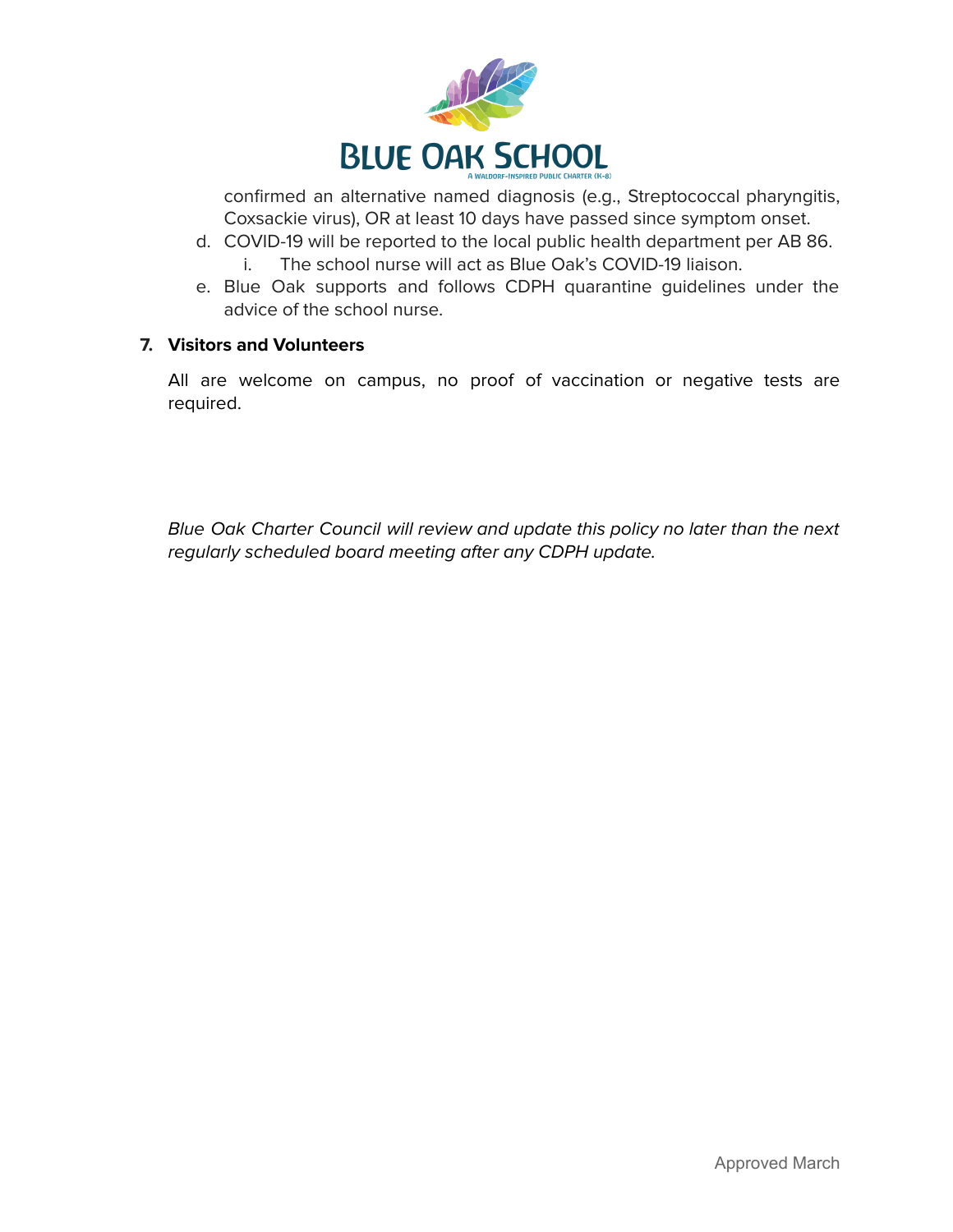confirmed an alternative named diagnosis (e.g., Streptococcal pharyngitis, Coxsackie virus), OR at least 10 days have passed since symptom onset.

d. COVID-19 will be reported to the local public health department per AB 86.
   i. The school nurse will act as Blue Oak's COVID-19 liaison.
e. Blue Oak supports and follows CDPH quarantine guidelines under the advice of the school nurse.

**7. Visitors and Volunteers**

All are welcome on campus, no proof of vaccination or negative tests are required.

*Blue Oak Charter Council will review and update this policy no later than the next regularly scheduled board meeting after any CDPH update.*

Approved March